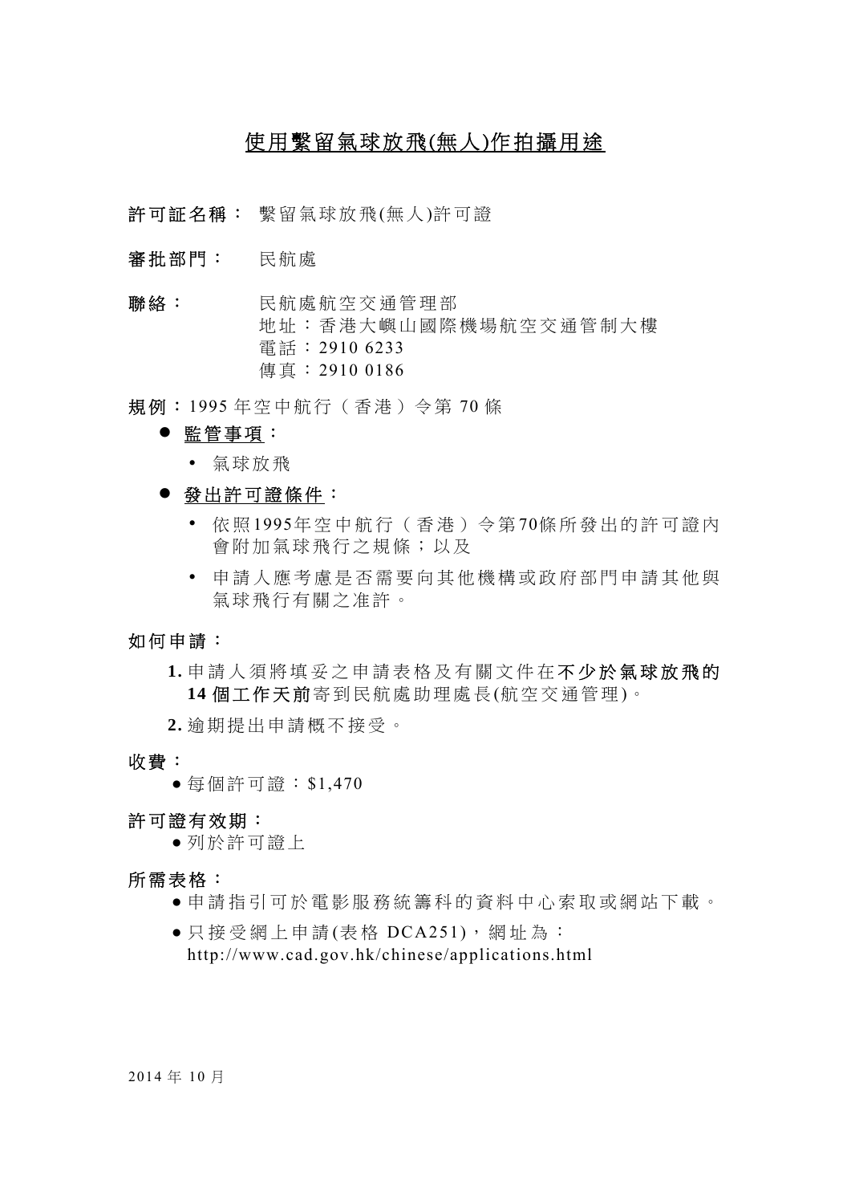# 使用繫留氣球放飛(無人)作拍攝用途

**許可証名稱：** 繫留氣球放飛(無人)許可證

**審批部門：** 民航處

**聯絡：** 民航處航空交通管理部
地址：香港大嶼山國際機場航空交通管制大樓
電話：2910 6233
傳真：2910 0186

**規例**：1995 年空中航行（香港）令第 70 條

- **監管事項：**
  - 氣球放飛
- **發出許可證條件：**
  - 依照1995年空中航行（香港）令第70條所發出的許可證內會附加氣球飛行之規條；以及
  - 申請人應考慮是否需要向其他機構或政府部門申請其他與氣球飛行有關之准許。

**如何申請：**

1. 申請人須將填妥之申請表格及有關文件在**不少於氣球放飛的 14 個工作天前**寄到民航處助理處長(航空交通管理)。
2. 逾期提出申請概不接受。

**收費：**

- 每個許可證：$1,470

**許可證有效期：**

- 列於許可證上

**所需表格：**

- 申請指引可於電影服務統籌科的資料中心索取或網站下載。
- 只接受網上申請(表格 DCA251)，網址為：
  http://www.cad.gov.hk/chinese/applications.html

2014 年 10 月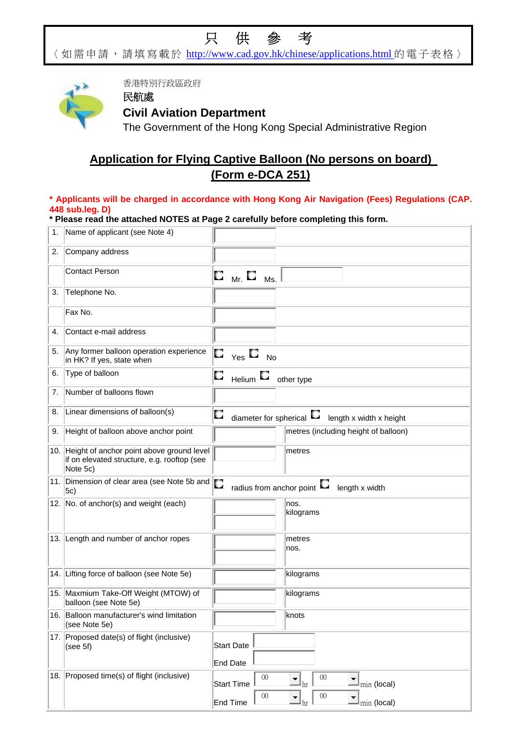只 供 參 考

〈如需申請，請填寫載於 http://www.cad.gov.hk/chinese/applications.html 的電子表格〉

香港特別行政區政府

民航處

**Civil Aviation Department**

The Government of the Hong Kong Special Administrative Region

## Application for Flying Captive Balloon (No persons on board) (Form e-DCA 251)

**\* Applicants will be charged in accordance with Hong Kong Air Navigation (Fees) Regulations (CAP. 448 sub.leg. D)**

**\* Please read the attached NOTES at Page 2 carefully before completing this form.**

| No. | Item | Entry | |
|---|---|---|---|
| 1. | Name of applicant (see Note 4) | | |
| 2. | Company address | | |
| | Contact Person | ☐ Mr. ☐ Ms. | |
| 3. | Telephone No. | | |
| | Fax No. | | |
| 4. | Contact e-mail address | | |
| 5. | Any former balloon operation experience in HK? If yes, state when | ☐ Yes ☐ No | |
| 6. | Type of balloon | ☐ Helium ☐ other type | |
| 7. | Number of balloons flown | | |
| 8. | Linear dimensions of balloon(s) | ☐ diameter for spherical ☐ length x width x height | |
| 9. | Height of balloon above anchor point | | metres (including height of balloon) |
| 10. | Height of anchor point above ground level if on elevated structure, e.g. rooftop (see Note 5c) | | metres |
| 11. | Dimension of clear area (see Note 5b and 5c) | ☐ radius from anchor point ☐ length x width | |
| 12. | No. of anchor(s) and weight (each) | | nos.<br>kilograms |
| 13. | Length and number of anchor ropes | | metres<br>nos. |
| 14. | Lifting force of balloon (see Note 5e) | | kilograms |
| 15. | Maxmium Take-Off Weight (MTOW) of balloon (see Note 5e) | | kilograms |
| 16. | Balloon manufacturer's wind limitation (see Note 5e) | | knots |
| 17. | Proposed date(s) of flight (inclusive) (see 5f) | Start Date<br>End Date | |
| 18. | Proposed time(s) of flight (inclusive) | Start Time 00 hr 00 min (local)<br>End Time 00 hr 00 min (local) | |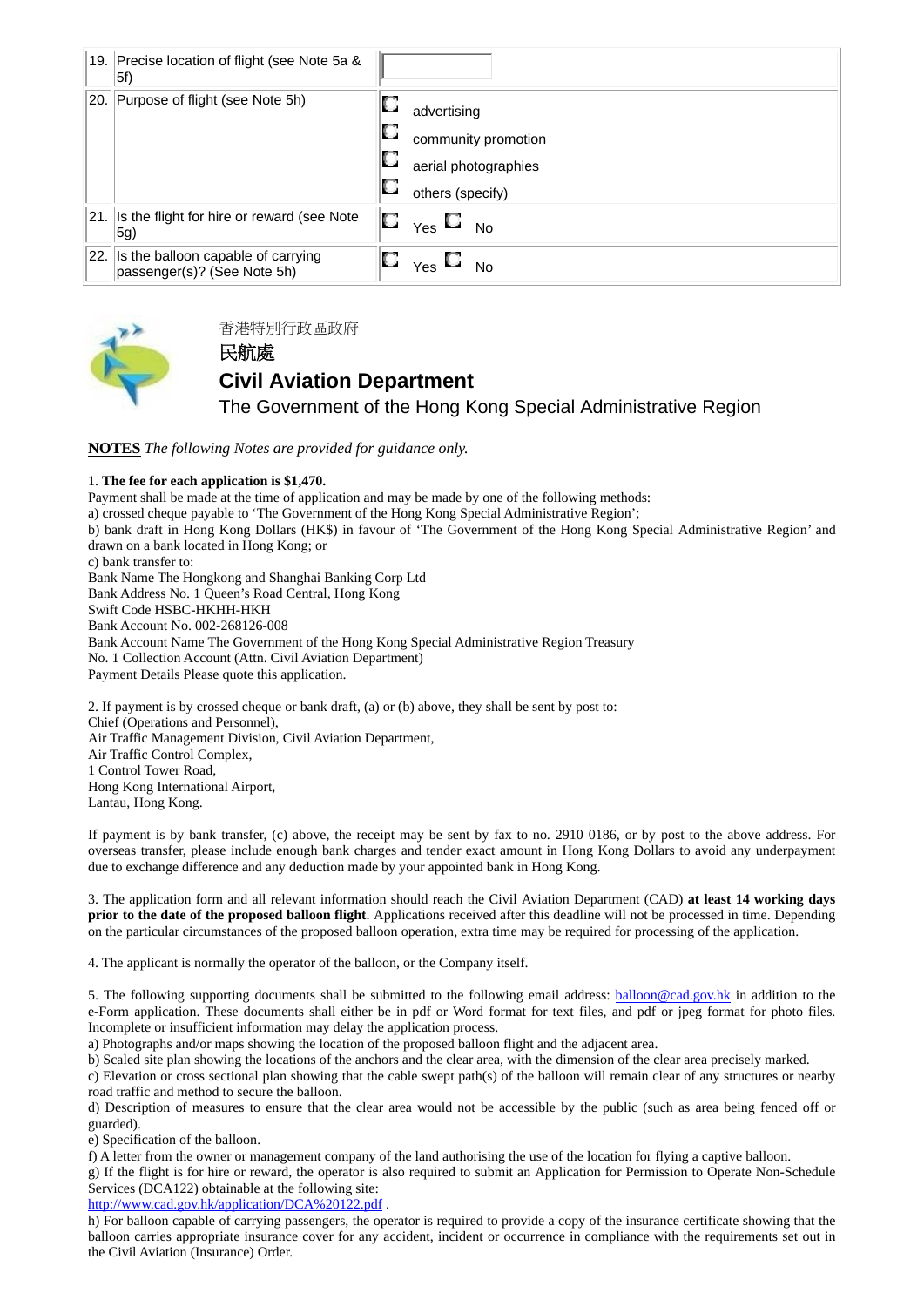| | | |
|---|---|---|
| 19. | Precise location of flight (see Note 5a & 5f) | |
| 20. | Purpose of flight (see Note 5h) | ☐ advertising<br>☐ community promotion<br>☐ aerial photographies<br>☐ others (specify) |
| 21. | Is the flight for hire or reward (see Note 5g) | ☐ Yes ☐ No |
| 22. | Is the balloon capable of carrying passenger(s)? (See Note 5h) | ☐ Yes ☐ No |

香港特別行政區政府
民航處
**Civil Aviation Department**
The Government of the Hong Kong Special Administrative Region

**NOTES** *The following Notes are provided for guidance only.*

1. **The fee for each application is $1,470.**
Payment shall be made at the time of application and may be made by one of the following methods:
a) crossed cheque payable to 'The Government of the Hong Kong Special Administrative Region';
b) bank draft in Hong Kong Dollars (HK$) in favour of 'The Government of the Hong Kong Special Administrative Region' and drawn on a bank located in Hong Kong; or
c) bank transfer to:
Bank Name The Hongkong and Shanghai Banking Corp Ltd
Bank Address No. 1 Queen's Road Central, Hong Kong
Swift Code HSBC-HKHH-HKH
Bank Account No. 002-268126-008
Bank Account Name The Government of the Hong Kong Special Administrative Region Treasury No. 1 Collection Account (Attn. Civil Aviation Department)
Payment Details Please quote this application.

2. If payment is by crossed cheque or bank draft, (a) or (b) above, they shall be sent by post to:
Chief (Operations and Personnel),
Air Traffic Management Division, Civil Aviation Department,
Air Traffic Control Complex,
1 Control Tower Road,
Hong Kong International Airport,
Lantau, Hong Kong.

If payment is by bank transfer, (c) above, the receipt may be sent by fax to no. 2910 0186, or by post to the above address. For overseas transfer, please include enough bank charges and tender exact amount in Hong Kong Dollars to avoid any underpayment due to exchange difference and any deduction made by your appointed bank in Hong Kong.

3. The application form and all relevant information should reach the Civil Aviation Department (CAD) **at least 14 working days prior to the date of the proposed balloon flight**. Applications received after this deadline will not be processed in time. Depending on the particular circumstances of the proposed balloon operation, extra time may be required for processing of the application.

4. The applicant is normally the operator of the balloon, or the Company itself.

5. The following supporting documents shall be submitted to the following email address: balloon@cad.gov.hk in addition to the e-Form application. These documents shall either be in pdf or Word format for text files, and pdf or jpeg format for photo files. Incomplete or insufficient information may delay the application process.
a) Photographs and/or maps showing the location of the proposed balloon flight and the adjacent area.
b) Scaled site plan showing the locations of the anchors and the clear area, with the dimension of the clear area precisely marked.
c) Elevation or cross sectional plan showing that the cable swept path(s) of the balloon will remain clear of any structures or nearby road traffic and method to secure the balloon.
d) Description of measures to ensure that the clear area would not be accessible by the public (such as area being fenced off or guarded).
e) Specification of the balloon.
f) A letter from the owner or management company of the land authorising the use of the location for flying a captive balloon.
g) If the flight is for hire or reward, the operator is also required to submit an Application for Permission to Operate Non-Schedule Services (DCA122) obtainable at the following site:
http://www.cad.gov.hk/application/DCA%20122.pdf .
h) For balloon capable of carrying passengers, the operator is required to provide a copy of the insurance certificate showing that the balloon carries appropriate insurance cover for any accident, incident or occurrence in compliance with the requirements set out in the Civil Aviation (Insurance) Order.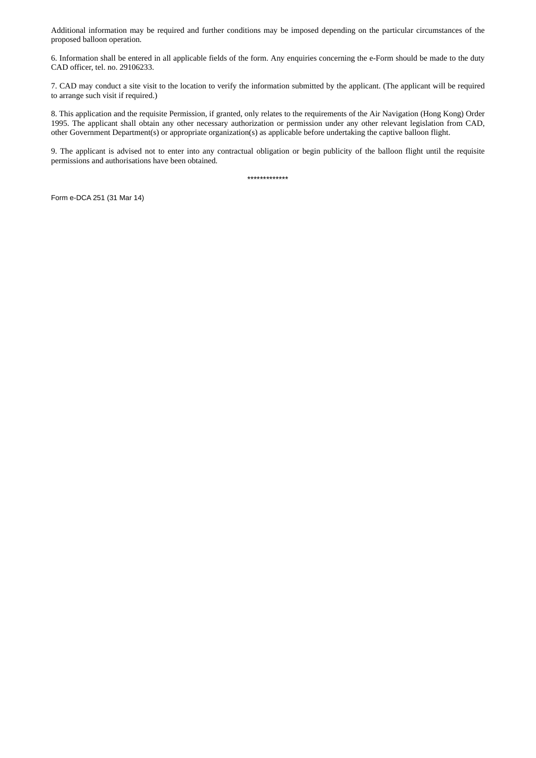Additional information may be required and further conditions may be imposed depending on the particular circumstances of the proposed balloon operation.

6. Information shall be entered in all applicable fields of the form. Any enquiries concerning the e-Form should be made to the duty CAD officer, tel. no. 29106233.

7. CAD may conduct a site visit to the location to verify the information submitted by the applicant. (The applicant will be required to arrange such visit if required.)

8. This application and the requisite Permission, if granted, only relates to the requirements of the Air Navigation (Hong Kong) Order 1995. The applicant shall obtain any other necessary authorization or permission under any other relevant legislation from CAD, other Government Department(s) or appropriate organization(s) as applicable before undertaking the captive balloon flight.

9. The applicant is advised not to enter into any contractual obligation or begin publicity of the balloon flight until the requisite permissions and authorisations have been obtained.

*************

Form e-DCA 251 (31 Mar 14)